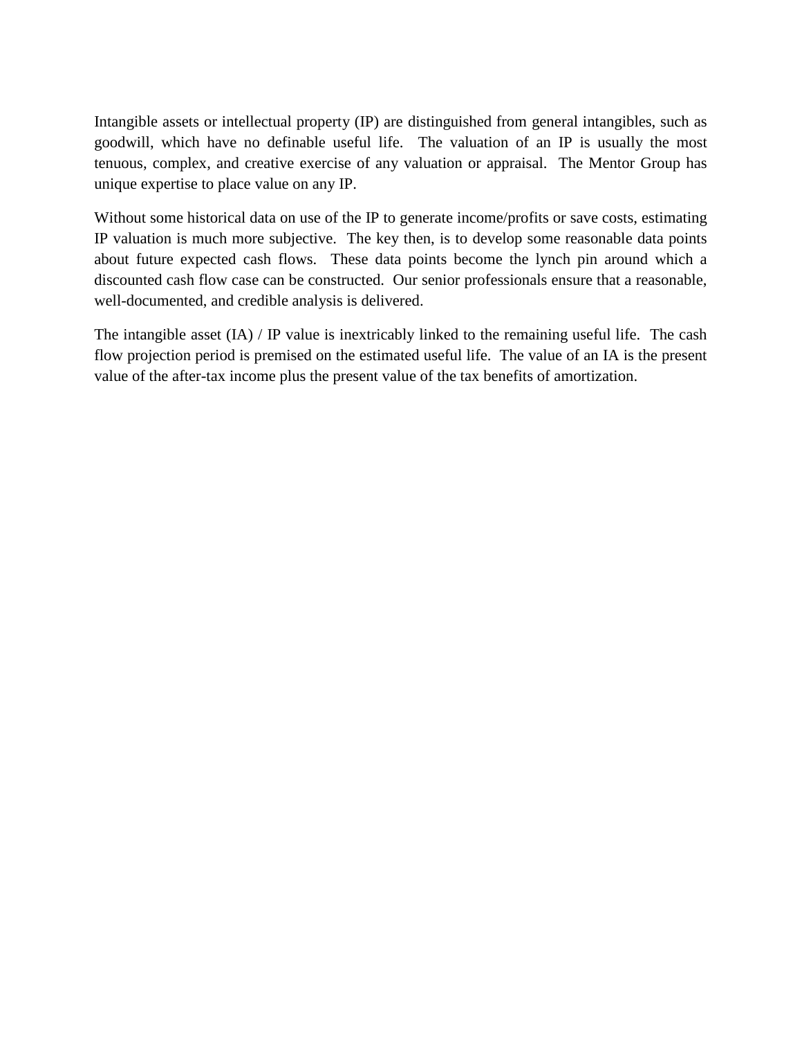Intangible assets or intellectual property (IP) are distinguished from general intangibles, such as goodwill, which have no definable useful life. The valuation of an IP is usually the most tenuous, complex, and creative exercise of any valuation or appraisal. The Mentor Group has unique expertise to place value on any IP.

Without some historical data on use of the IP to generate income/profits or save costs, estimating IP valuation is much more subjective. The key then, is to develop some reasonable data points about future expected cash flows. These data points become the lynch pin around which a discounted cash flow case can be constructed. Our senior professionals ensure that a reasonable, well-documented, and credible analysis is delivered.

The intangible asset (IA) / IP value is inextricably linked to the remaining useful life. The cash flow projection period is premised on the estimated useful life. The value of an IA is the present value of the after-tax income plus the present value of the tax benefits of amortization.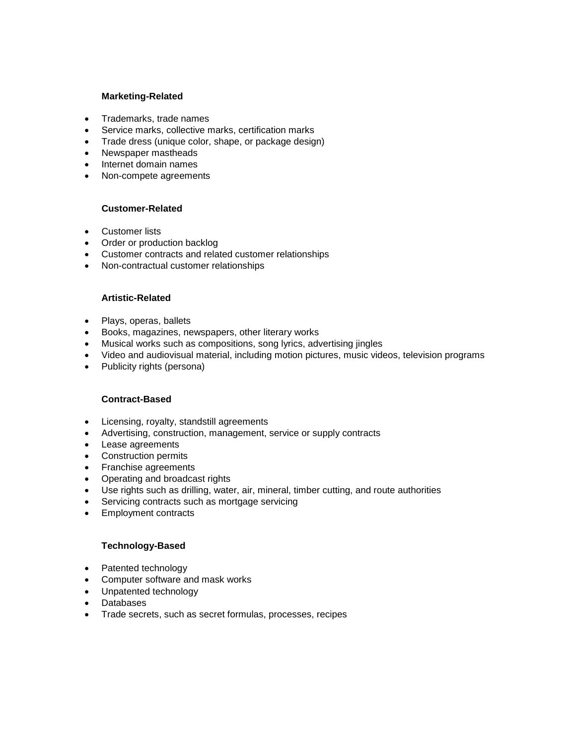**Marketing-Related**

- Trademarks, trade names
- Service marks, collective marks, certification marks
- Trade dress (unique color, shape, or package design)
- Newspaper mastheads
- Internet domain names
- Non-compete agreements

**Customer-Related**

- Customer lists
- Order or production backlog
- Customer contracts and related customer relationships
- Non-contractual customer relationships

**Artistic-Related**

- Plays, operas, ballets
- Books, magazines, newspapers, other literary works
- Musical works such as compositions, song lyrics, advertising jingles
- Video and audiovisual material, including motion pictures, music videos, television programs
- Publicity rights (persona)

**Contract-Based**

- Licensing, royalty, standstill agreements
- Advertising, construction, management, service or supply contracts
- Lease agreements
- Construction permits
- Franchise agreements
- Operating and broadcast rights
- Use rights such as drilling, water, air, mineral, timber cutting, and route authorities
- Servicing contracts such as mortgage servicing
- Employment contracts

**Technology-Based**

- Patented technology
- Computer software and mask works
- Unpatented technology
- Databases
- Trade secrets, such as secret formulas, processes, recipes